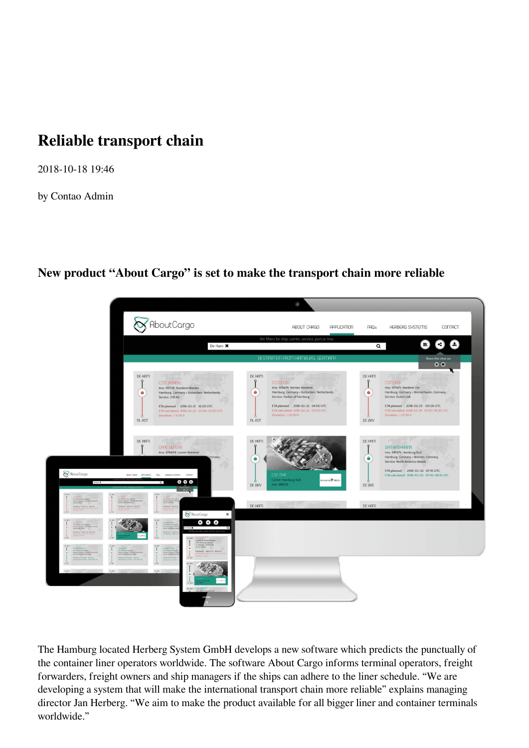# Reliable transport chain

2018-10-18 19:46

by Contao Admin

## New product “About Cargo” is set to make the transport chain more reliable

The Hamburg located Herberg System GmbH develops a new software which predicts the punctually of the container liner operators worldwide. The software About Cargo informs terminal operators, freight forwarders, freight owners and ship managers if the ships can adhere to the liner schedule. “We are developing a system that will make the international transport chain more reliable” explains managing director Jan Herberg. “We aim to make the product available for all bigger liner and container terminals worldwide.”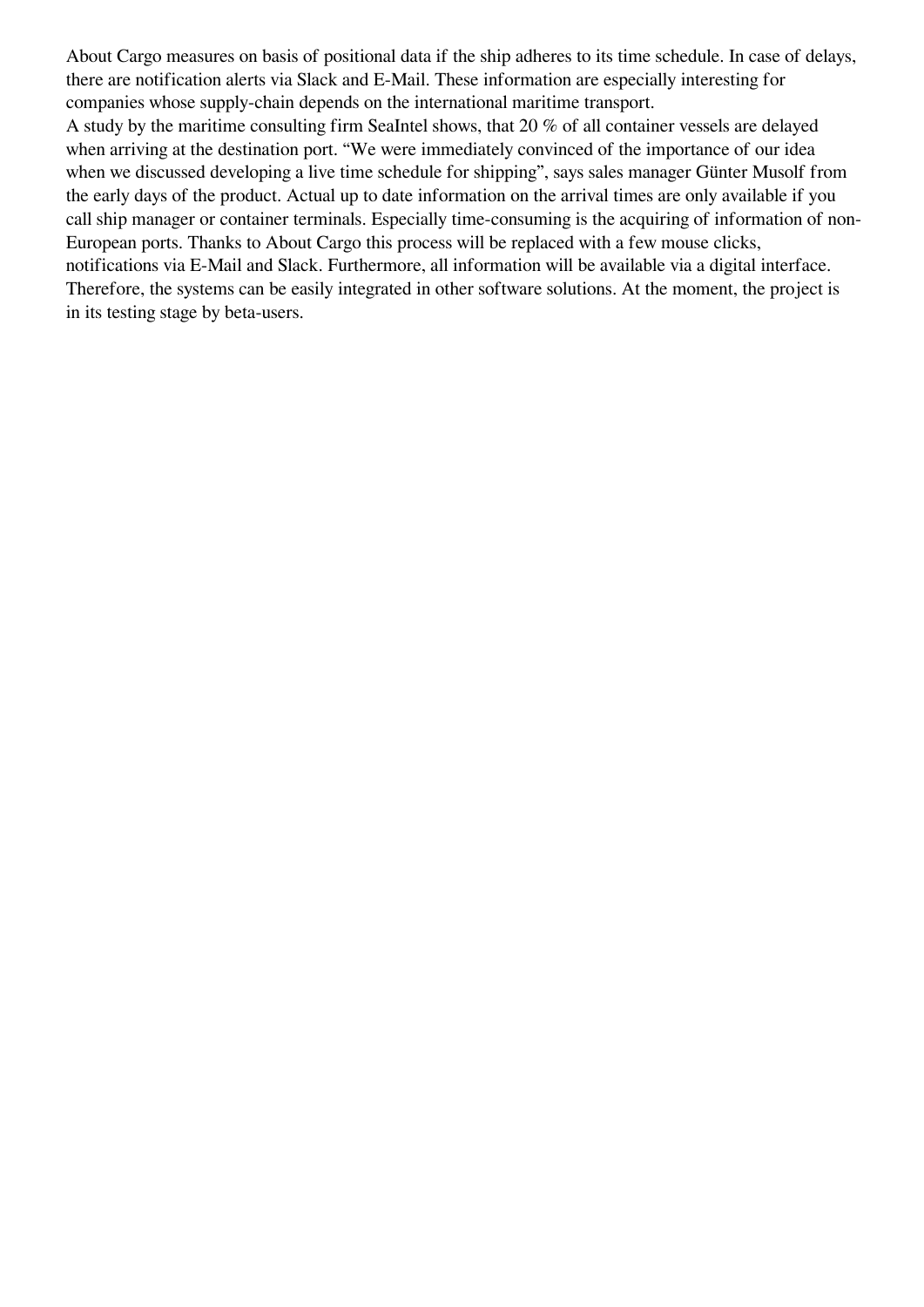About Cargo measures on basis of positional data if the ship adheres to its time schedule. In case of delays, there are notification alerts via Slack and E-Mail. These information are especially interesting for companies whose supply-chain depends on the international maritime transport.

A study by the maritime consulting firm SeaIntel shows, that 20 % of all container vessels are delayed when arriving at the destination port. “We were immediately convinced of the importance of our idea when we discussed developing a live time schedule for shipping”, says sales manager Günter Musolf from the early days of the product. Actual up to date information on the arrival times are only available if you call ship manager or container terminals. Especially time-consuming is the acquiring of information of non-European ports. Thanks to About Cargo this process will be replaced with a few mouse clicks, notifications via E-Mail and Slack. Furthermore, all information will be available via a digital interface. Therefore, the systems can be easily integrated in other software solutions. At the moment, the project is in its testing stage by beta-users.